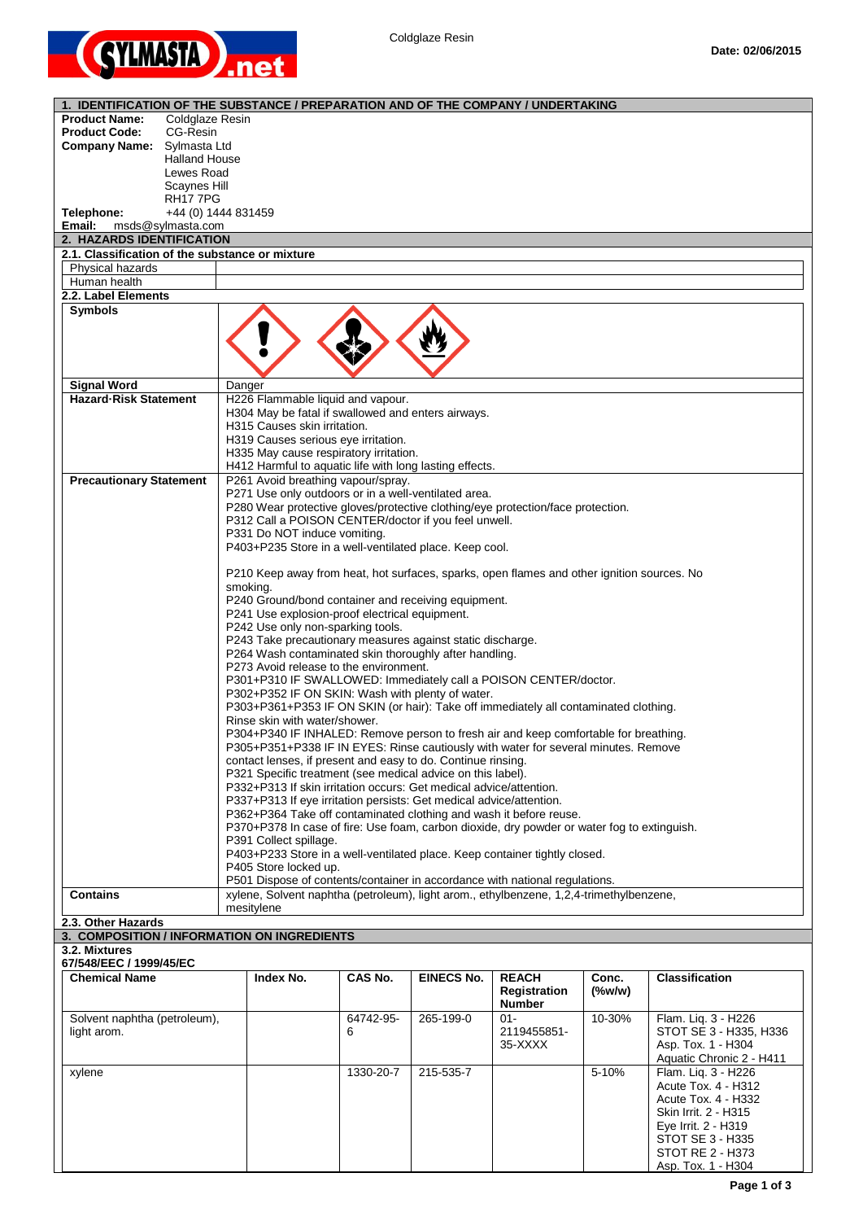Coldglaze Resin

**Date: 02/06/2015**

## 1. IDENTIFICATION OF THE SUBSTANCE / PREPARATION AND OF THE COMPANY / UNDERTAKING

**Product Name:** Coldglaze Resin
**Product Code:** CG-Resin
**Company Name:** Sylmasta Ltd
Halland House
Lewes Road
Scaynes Hill
RH17 7PG
**Telephone:** +44 (0) 1444 831459
**Email:** msds@sylmasta.com

## 2. HAZARDS IDENTIFICATION

### 2.1. Classification of the substance or mixture

| Physical hazards | |
|---|---|
| Human health | |

### 2.2. Label Elements

| | |
|---|---|
| **Symbols** | |
| **Signal Word** | Danger |
| **Hazard·Risk Statement** | H226 Flammable liquid and vapour.<br>H304 May be fatal if swallowed and enters airways.<br>H315 Causes skin irritation.<br>H319 Causes serious eye irritation.<br>H335 May cause respiratory irritation.<br>H412 Harmful to aquatic life with long lasting effects. |
| **Precautionary Statement** | P261 Avoid breathing vapour/spray.<br>P271 Use only outdoors or in a well-ventilated area.<br>P280 Wear protective gloves/protective clothing/eye protection/face protection.<br>P312 Call a POISON CENTER/doctor if you feel unwell.<br>P331 Do NOT induce vomiting.<br>P403+P235 Store in a well-ventilated place. Keep cool.<br><br>P210 Keep away from heat, hot surfaces, sparks, open flames and other ignition sources. No smoking.<br>P240 Ground/bond container and receiving equipment.<br>P241 Use explosion-proof electrical equipment.<br>P242 Use only non-sparking tools.<br>P243 Take precautionary measures against static discharge.<br>P264 Wash contaminated skin thoroughly after handling.<br>P273 Avoid release to the environment.<br>P301+P310 IF SWALLOWED: Immediately call a POISON CENTER/doctor.<br>P302+P352 IF ON SKIN: Wash with plenty of water.<br>P303+P361+P353 IF ON SKIN (or hair): Take off immediately all contaminated clothing. Rinse skin with water/shower.<br>P304+P340 IF INHALED: Remove person to fresh air and keep comfortable for breathing.<br>P305+P351+P338 IF IN EYES: Rinse cautiously with water for several minutes. Remove contact lenses, if present and easy to do. Continue rinsing.<br>P321 Specific treatment (see medical advice on this label).<br>P332+P313 If skin irritation occurs: Get medical advice/attention.<br>P337+P313 If eye irritation persists: Get medical advice/attention.<br>P362+P364 Take off contaminated clothing and wash it before reuse.<br>P370+P378 In case of fire: Use foam, carbon dioxide, dry powder or water fog to extinguish.<br>P391 Collect spillage.<br>P403+P233 Store in a well-ventilated place. Keep container tightly closed.<br>P405 Store locked up.<br>P501 Dispose of contents/container in accordance with national regulations. |
| **Contains** | xylene, Solvent naphtha (petroleum), light arom., ethylbenzene, 1,2,4-trimethylbenzene, mesitylene |

### 2.3. Other Hazards

## 3. COMPOSITION / INFORMATION ON INGREDIENTS

### 3.2. Mixtures

**67/548/EEC / 1999/45/EC**

| Chemical Name | Index No. | CAS No. | EINECS No. | REACH Registration Number | Conc. (%w/w) | Classification |
|---|---|---|---|---|---|---|
| Solvent naphtha (petroleum), light arom. | | 64742-95-6 | 265-199-0 | 01-2119455851-35-XXXX | 10-30% | Flam. Liq. 3 - H226<br>STOT SE 3 - H335, H336<br>Asp. Tox. 1 - H304<br>Aquatic Chronic 2 - H411 |
| xylene | | 1330-20-7 | 215-535-7 | | 5-10% | Flam. Liq. 3 - H226<br>Acute Tox. 4 - H312<br>Acute Tox. 4 - H332<br>Skin Irrit. 2 - H315<br>Eye Irrit. 2 - H319<br>STOT SE 3 - H335<br>STOT RE 2 - H373<br>Asp. Tox. 1 - H304 |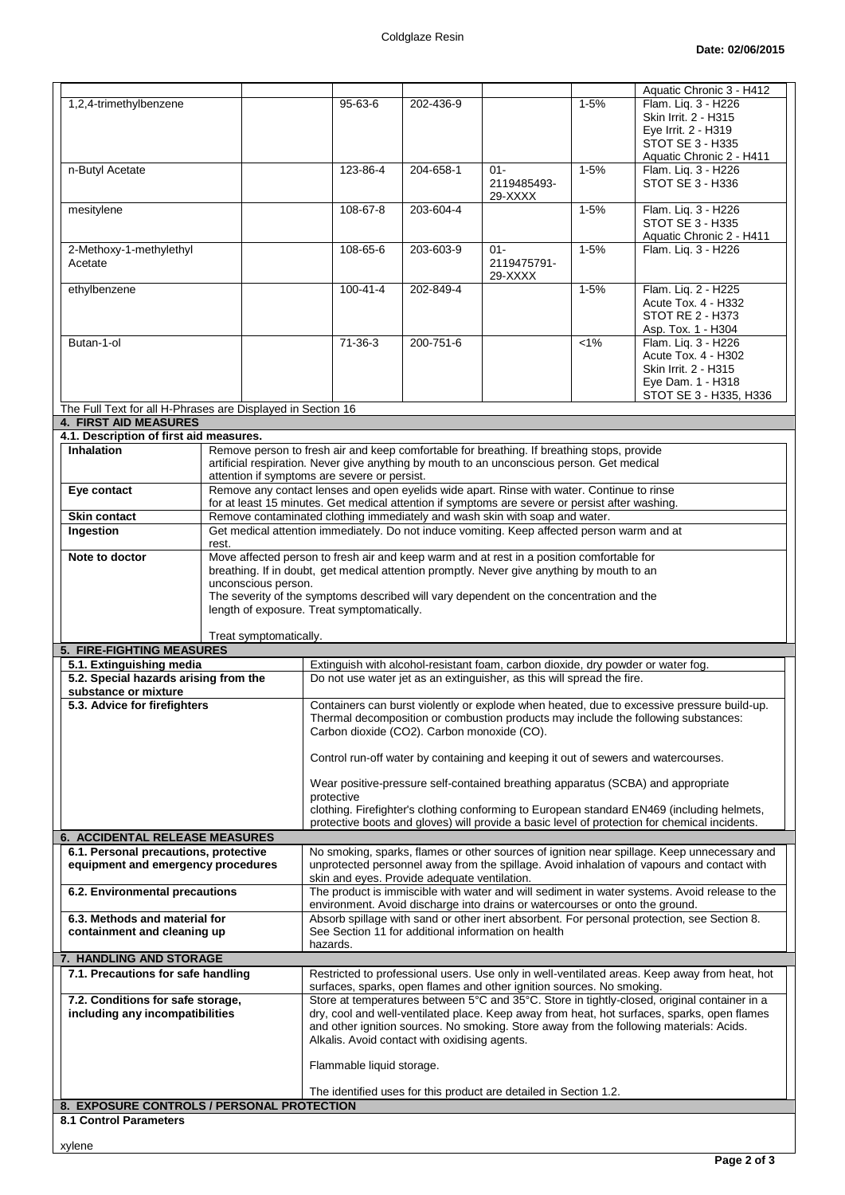| | | | | | | |
|---|---|---|---|---|---|---|
| | | | | | | Aquatic Chronic 3 - H412 |
| 1,2,4-trimethylbenzene | | 95-63-6 | 202-436-9 | | 1-5% | Flam. Liq. 3 - H226<br>Skin Irrit. 2 - H315<br>Eye Irrit. 2 - H319<br>STOT SE 3 - H335<br>Aquatic Chronic 2 - H411 |
| n-Butyl Acetate | | 123-86-4 | 204-658-1 | 01-2119485493-29-XXXX | 1-5% | Flam. Liq. 3 - H226<br>STOT SE 3 - H336 |
| mesitylene | | 108-67-8 | 203-604-4 | | 1-5% | Flam. Liq. 3 - H226<br>STOT SE 3 - H335<br>Aquatic Chronic 2 - H411 |
| 2-Methoxy-1-methylethyl Acetate | | 108-65-6 | 203-603-9 | 01-2119475791-29-XXXX | 1-5% | Flam. Liq. 3 - H226 |
| ethylbenzene | | 100-41-4 | 202-849-4 | | 1-5% | Flam. Liq. 2 - H225<br>Acute Tox. 4 - H332<br>STOT RE 2 - H373<br>Asp. Tox. 1 - H304 |
| Butan-1-ol | | 71-36-3 | 200-751-6 | | <1% | Flam. Liq. 3 - H226<br>Acute Tox. 4 - H302<br>Skin Irrit. 2 - H315<br>Eye Dam. 1 - H318<br>STOT SE 3 - H335, H336 |

The Full Text for all H-Phrases are Displayed in Section 16

## 4. FIRST AID MEASURES

### 4.1. Description of first aid measures.

| | |
|---|---|
| **Inhalation** | Remove person to fresh air and keep comfortable for breathing. If breathing stops, provide artificial respiration. Never give anything by mouth to an unconscious person. Get medical attention if symptoms are severe or persist. |
| **Eye contact** | Remove any contact lenses and open eyelids wide apart. Rinse with water. Continue to rinse for at least 15 minutes. Get medical attention if symptoms are severe or persist after washing. |
| **Skin contact** | Remove contaminated clothing immediately and wash skin with soap and water. |
| **Ingestion** | Get medical attention immediately. Do not induce vomiting. Keep affected person warm and at rest. |
| **Note to doctor** | Move affected person to fresh air and keep warm and at rest in a position comfortable for breathing. If in doubt, get medical attention promptly. Never give anything by mouth to an unconscious person.<br>The severity of the symptoms described will vary dependent on the concentration and the length of exposure. Treat symptomatically.<br><br>Treat symptomatically. |

## 5. FIRE-FIGHTING MEASURES

| | |
|---|---|
| **5.1. Extinguishing media** | Extinguish with alcohol-resistant foam, carbon dioxide, dry powder or water fog. |
| **5.2. Special hazards arising from the substance or mixture** | Do not use water jet as an extinguisher, as this will spread the fire. |
| **5.3. Advice for firefighters** | Containers can burst violently or explode when heated, due to excessive pressure build-up. Thermal decomposition or combustion products may include the following substances: Carbon dioxide ($CO_2$). Carbon monoxide (CO).<br><br>Control run-off water by containing and keeping it out of sewers and watercourses.<br><br>Wear positive-pressure self-contained breathing apparatus (SCBA) and appropriate protective<br>clothing. Firefighter's clothing conforming to European standard EN469 (including helmets, protective boots and gloves) will provide a basic level of protection for chemical incidents. |

## 6. ACCIDENTAL RELEASE MEASURES

| | |
|---|---|
| **6.1. Personal precautions, protective equipment and emergency procedures** | No smoking, sparks, flames or other sources of ignition near spillage. Keep unnecessary and unprotected personnel away from the spillage. Avoid inhalation of vapours and contact with skin and eyes. Provide adequate ventilation. |
| **6.2. Environmental precautions** | The product is immiscible with water and will sediment in water systems. Avoid release to the environment. Avoid discharge into drains or watercourses or onto the ground. |
| **6.3. Methods and material for containment and cleaning up** | Absorb spillage with sand or other inert absorbent. For personal protection, see Section 8. See Section 11 for additional information on health hazards. |

## 7. HANDLING AND STORAGE

| | |
|---|---|
| **7.1. Precautions for safe handling** | Restricted to professional users. Use only in well-ventilated areas. Keep away from heat, hot surfaces, sparks, open flames and other ignition sources. No smoking. |
| **7.2. Conditions for safe storage, including any incompatibilities** | Store at temperatures between 5°C and 35°C. Store in tightly-closed, original container in a dry, cool and well-ventilated place. Keep away from heat, hot surfaces, sparks, open flames and other ignition sources. No smoking. Store away from the following materials: Acids. Alkalis. Avoid contact with oxidising agents.<br><br>Flammable liquid storage.<br><br>The identified uses for this product are detailed in Section 1.2. |

## 8. EXPOSURE CONTROLS / PERSONAL PROTECTION

### 8.1 Control Parameters

xylene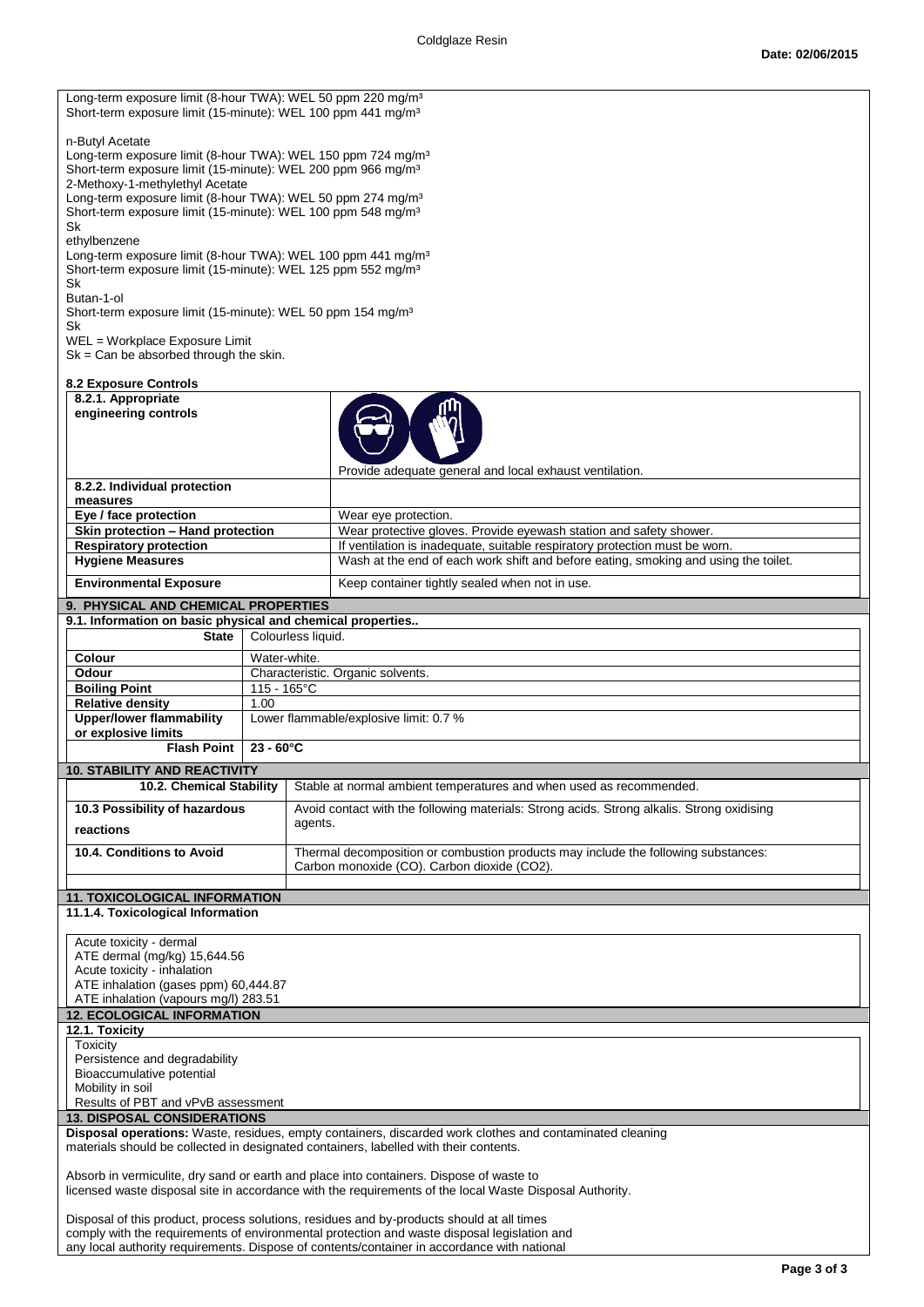Long-term exposure limit (8-hour TWA): WEL 50 ppm 220 mg/m³
Short-term exposure limit (15-minute): WEL 100 ppm 441 mg/m³

n-Butyl Acetate
Long-term exposure limit (8-hour TWA): WEL 150 ppm 724 mg/m³
Short-term exposure limit (15-minute): WEL 200 ppm 966 mg/m³
2-Methoxy-1-methylethyl Acetate
Long-term exposure limit (8-hour TWA): WEL 50 ppm 274 mg/m³
Short-term exposure limit (15-minute): WEL 100 ppm 548 mg/m³
Sk
ethylbenzene
Long-term exposure limit (8-hour TWA): WEL 100 ppm 441 mg/m³
Short-term exposure limit (15-minute): WEL 125 ppm 552 mg/m³
Sk
Butan-1-ol
Short-term exposure limit (15-minute): WEL 50 ppm 154 mg/m³
Sk
WEL = Workplace Exposure Limit
Sk = Can be absorbed through the skin.

**8.2 Exposure Controls**

| | |
|---|---|
| **8.2.1. Appropriate engineering controls** | Provide adequate general and local exhaust ventilation. |
| **8.2.2. Individual protection measures** | |
| **Eye / face protection** | Wear eye protection. |
| **Skin protection – Hand protection** | Wear protective gloves. Provide eyewash station and safety shower. |
| **Respiratory protection** | If ventilation is inadequate, suitable respiratory protection must be worn. |
| **Hygiene Measures** | Wash at the end of each work shift and before eating, smoking and using the toilet. |
| **Environmental Exposure** | Keep container tightly sealed when not in use. |

## 9. PHYSICAL AND CHEMICAL PROPERTIES

**9.1. Information on basic physical and chemical properties..**

| | |
|---|---|
| **State** | Colourless liquid. |
| **Colour** | Water-white. |
| **Odour** | Characteristic. Organic solvents. |
| **Boiling Point** | 115 - 165°C |
| **Relative density** | 1.00 |
| **Upper/lower flammability or explosive limits** | Lower flammable/explosive limit: 0.7 % |
| **Flash Point** | **23 - 60°C** |

## 10. STABILITY AND REACTIVITY

| | |
|---|---|
| **10.2. Chemical Stability** | Stable at normal ambient temperatures and when used as recommended. |
| **10.3 Possibility of hazardous reactions** | Avoid contact with the following materials: Strong acids. Strong alkalis. Strong oxidising agents. |
| **10.4. Conditions to Avoid** | Thermal decomposition or combustion products may include the following substances: Carbon monoxide (CO). Carbon dioxide (CO2). |

## 11. TOXICOLOGICAL INFORMATION

**11.1.4. Toxicological Information**

Acute toxicity - dermal
ATE dermal (mg/kg) 15,644.56
Acute toxicity - inhalation
ATE inhalation (gases ppm) 60,444.87
ATE inhalation (vapours mg/l) 283.51

## 12. ECOLOGICAL INFORMATION

**12.1. Toxicity**

Toxicity
Persistence and degradability
Bioaccumulative potential
Mobility in soil
Results of PBT and vPvB assessment

## 13. DISPOSAL CONSIDERATIONS

**Disposal operations:** Waste, residues, empty containers, discarded work clothes and contaminated cleaning materials should be collected in designated containers, labelled with their contents.

Absorb in vermiculite, dry sand or earth and place into containers. Dispose of waste to licensed waste disposal site in accordance with the requirements of the local Waste Disposal Authority.

Disposal of this product, process solutions, residues and by-products should at all times comply with the requirements of environmental protection and waste disposal legislation and any local authority requirements. Dispose of contents/container in accordance with national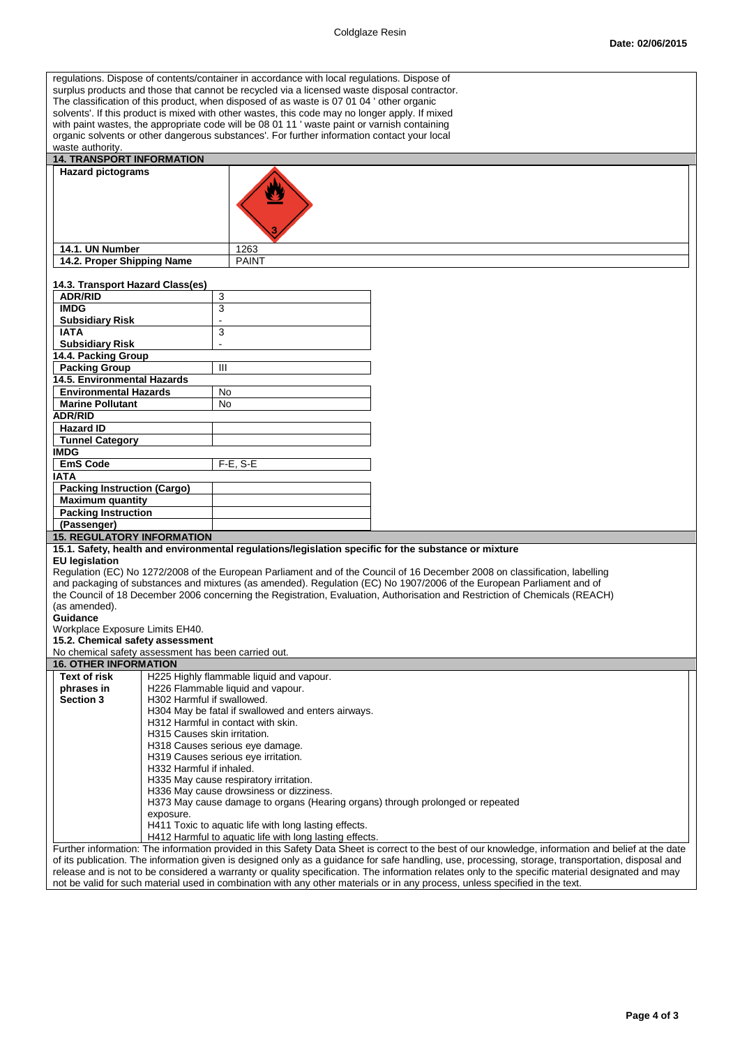regulations. Dispose of contents/container in accordance with local regulations. Dispose of surplus products and those that cannot be recycled via a licensed waste disposal contractor. The classification of this product, when disposed of as waste is 07 01 04 ' other organic solvents'. If this product is mixed with other wastes, this code may no longer apply. If mixed with paint wastes, the appropriate code will be 08 01 11 ' waste paint or varnish containing organic solvents or other dangerous substances'. For further information contact your local waste authority.

## 14. TRANSPORT INFORMATION

| | |
|---|---|
| **Hazard pictograms** | |
| **14.1. UN Number** | 1263 |
| **14.2. Proper Shipping Name** | PAINT |

**14.3. Transport Hazard Class(es)**

| | |
|---|---|
| **ADR/RID** | 3 |
| **IMDG** | 3 |
| **Subsidiary Risk** | - |
| **IATA** | 3 |
| **Subsidiary Risk** | - |

**14.4. Packing Group**

| | |
|---|---|
| **Packing Group** | III |

**14.5. Environmental Hazards**

| | |
|---|---|
| **Environmental Hazards** | No |
| **Marine Pollutant** | No |

**ADR/RID**

| | |
|---|---|
| **Hazard ID** | |
| **Tunnel Category** | |

**IMDG**

| | |
|---|---|
| **EmS Code** | F-E, S-E |

**IATA**

| | |
|---|---|
| **Packing Instruction (Cargo)** | |
| **Maximum quantity** | |
| **Packing Instruction (Passenger)** | |

## 15. REGULATORY INFORMATION

**15.1. Safety, health and environmental regulations/legislation specific for the substance or mixture**

**EU legislation**

Regulation (EC) No 1272/2008 of the European Parliament and of the Council of 16 December 2008 on classification, labelling and packaging of substances and mixtures (as amended). Regulation (EC) No 1907/2006 of the European Parliament and of the Council of 18 December 2006 concerning the Registration, Evaluation, Authorisation and Restriction of Chemicals (REACH) (as amended).

**Guidance**

Workplace Exposure Limits EH40.

**15.2. Chemical safety assessment**

No chemical safety assessment has been carried out.

## 16. OTHER INFORMATION

**Text of risk phrases in Section 3**

- H225 Highly flammable liquid and vapour.
- H226 Flammable liquid and vapour.
- H302 Harmful if swallowed.
- H304 May be fatal if swallowed and enters airways.
- H312 Harmful in contact with skin.
- H315 Causes skin irritation.
- H318 Causes serious eye damage.
- H319 Causes serious eye irritation.
- H332 Harmful if inhaled.
- H335 May cause respiratory irritation.
- H336 May cause drowsiness or dizziness.
- H373 May cause damage to organs (Hearing organs) through prolonged or repeated exposure.
- H411 Toxic to aquatic life with long lasting effects.
- H412 Harmful to aquatic life with long lasting effects.

Further information: The information provided in this Safety Data Sheet is correct to the best of our knowledge, information and belief at the date of its publication. The information given is designed only as a guidance for safe handling, use, processing, storage, transportation, disposal and release and is not to be considered a warranty or quality specification. The information relates only to the specific material designated and may not be valid for such material used in combination with any other materials or in any process, unless specified in the text.